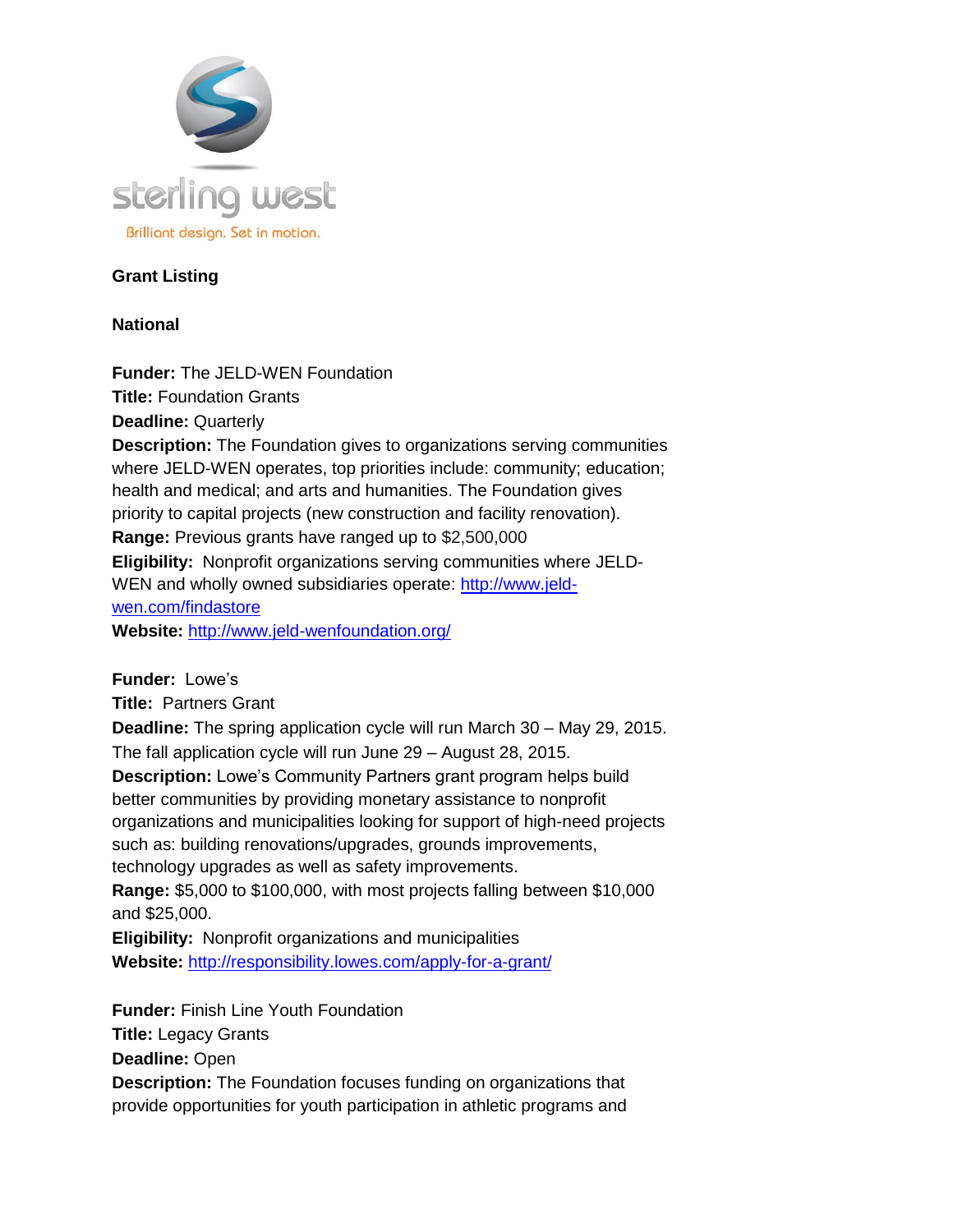sterling west

Brilliant design. Set in motion.

**Grant Listing**

**National**

**Funder:** The JELD-WEN Foundation
**Title:** Foundation Grants
**Deadline:** Quarterly
**Description:** The Foundation gives to organizations serving communities where JELD-WEN operates, top priorities include: community; education; health and medical; and arts and humanities. The Foundation gives priority to capital projects (new construction and facility renovation).
**Range:** Previous grants have ranged up to $2,500,000
**Eligibility:** Nonprofit organizations serving communities where JELD-WEN and wholly owned subsidiaries operate: http://www.jeld-wen.com/findastore
**Website:** http://www.jeld-wenfoundation.org/

**Funder:** Lowe's
**Title:** Partners Grant
**Deadline:** The spring application cycle will run March 30 – May 29, 2015. The fall application cycle will run June 29 – August 28, 2015.
**Description:** Lowe's Community Partners grant program helps build better communities by providing monetary assistance to nonprofit organizations and municipalities looking for support of high-need projects such as: building renovations/upgrades, grounds improvements, technology upgrades as well as safety improvements.
**Range:** $5,000 to $100,000, with most projects falling between $10,000 and $25,000.
**Eligibility:** Nonprofit organizations and municipalities
**Website:** http://responsibility.lowes.com/apply-for-a-grant/

**Funder:** Finish Line Youth Foundation
**Title:** Legacy Grants
**Deadline:** Open
**Description:** The Foundation focuses funding on organizations that provide opportunities for youth participation in athletic programs and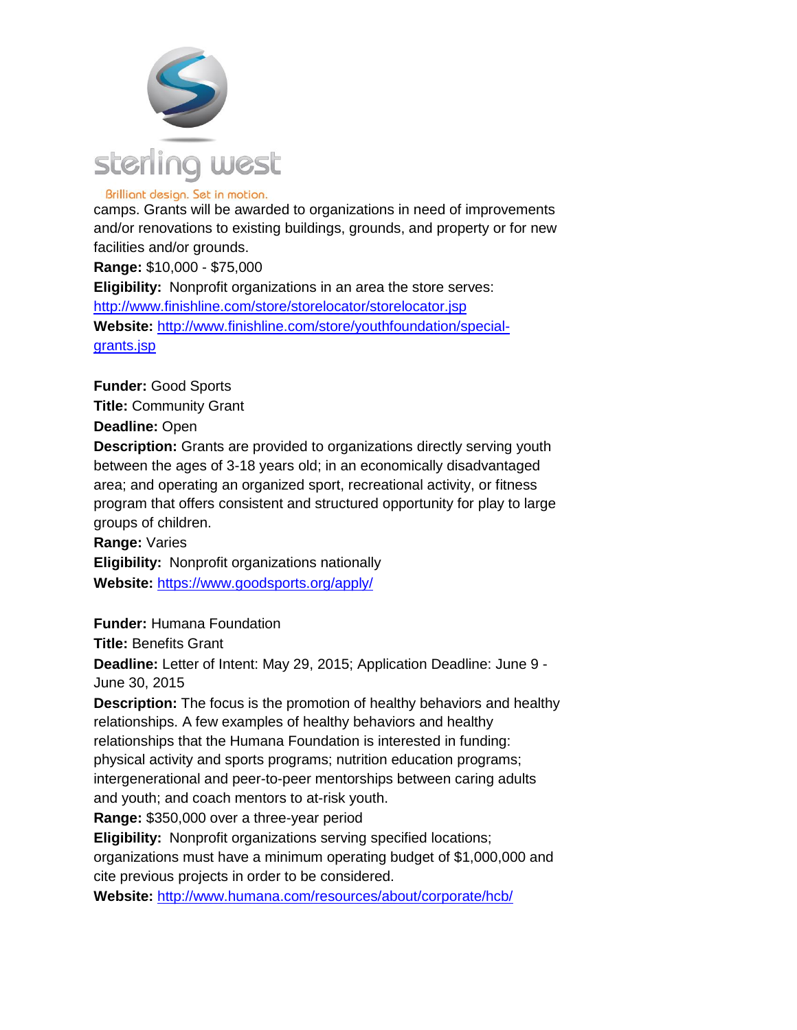camps. Grants will be awarded to organizations in need of improvements and/or renovations to existing buildings, grounds, and property or for new facilities and/or grounds.

**Range:** $10,000 - $75,000

**Eligibility:** Nonprofit organizations in an area the store serves: http://www.finishline.com/store/storelocator/storelocator.jsp

**Website:** http://www.finishline.com/store/youthfoundation/special-grants.jsp

**Funder:** Good Sports

**Title:** Community Grant

**Deadline:** Open

**Description:** Grants are provided to organizations directly serving youth between the ages of 3-18 years old; in an economically disadvantaged area; and operating an organized sport, recreational activity, or fitness program that offers consistent and structured opportunity for play to large groups of children.

**Range:** Varies

**Eligibility:** Nonprofit organizations nationally

**Website:** https://www.goodsports.org/apply/

**Funder:** Humana Foundation

**Title:** Benefits Grant

**Deadline:** Letter of Intent: May 29, 2015; Application Deadline: June 9 - June 30, 2015

**Description:** The focus is the promotion of healthy behaviors and healthy relationships. A few examples of healthy behaviors and healthy relationships that the Humana Foundation is interested in funding: physical activity and sports programs; nutrition education programs; intergenerational and peer-to-peer mentorships between caring adults and youth; and coach mentors to at-risk youth.

**Range:** $350,000 over a three-year period

**Eligibility:** Nonprofit organizations serving specified locations; organizations must have a minimum operating budget of $1,000,000 and cite previous projects in order to be considered.

**Website:** http://www.humana.com/resources/about/corporate/hcb/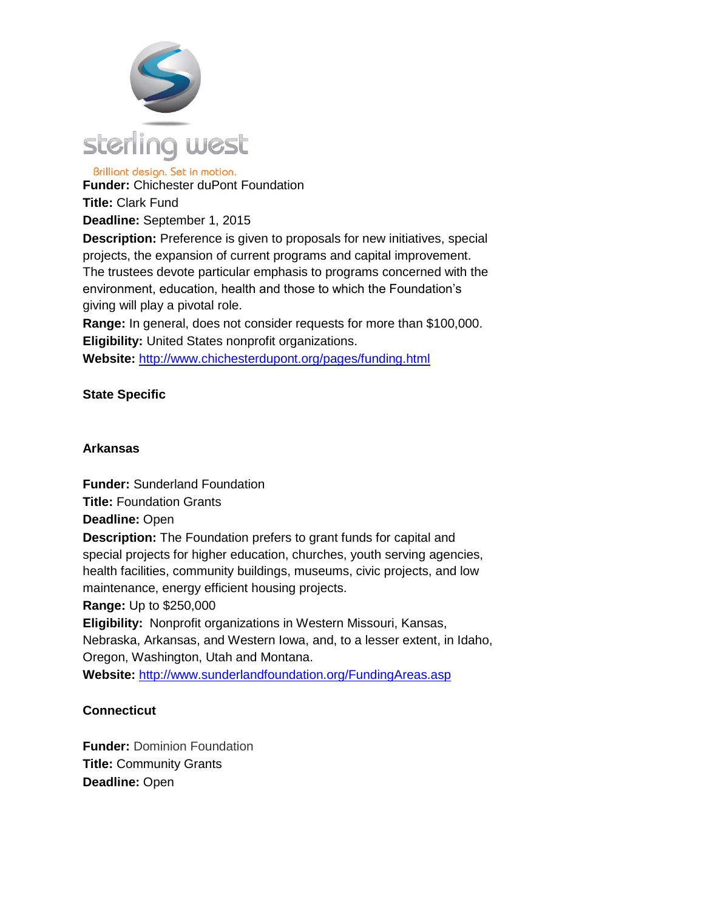**Funder:** Chichester duPont Foundation
**Title:** Clark Fund
**Deadline:** September 1, 2015
**Description:** Preference is given to proposals for new initiatives, special projects, the expansion of current programs and capital improvement. The trustees devote particular emphasis to programs concerned with the environment, education, health and those to which the Foundation's giving will play a pivotal role.
**Range:** In general, does not consider requests for more than $100,000.
**Eligibility:** United States nonprofit organizations.
**Website:** http://www.chichesterdupont.org/pages/funding.html

## State Specific

### Arkansas

**Funder:** Sunderland Foundation
**Title:** Foundation Grants
**Deadline:** Open
**Description:** The Foundation prefers to grant funds for capital and special projects for higher education, churches, youth serving agencies, health facilities, community buildings, museums, civic projects, and low maintenance, energy efficient housing projects.
**Range:** Up to $250,000
**Eligibility:** Nonprofit organizations in Western Missouri, Kansas, Nebraska, Arkansas, and Western Iowa, and, to a lesser extent, in Idaho, Oregon, Washington, Utah and Montana.
**Website:** http://www.sunderlandfoundation.org/FundingAreas.asp

### Connecticut

**Funder:** Dominion Foundation
**Title:** Community Grants
**Deadline:** Open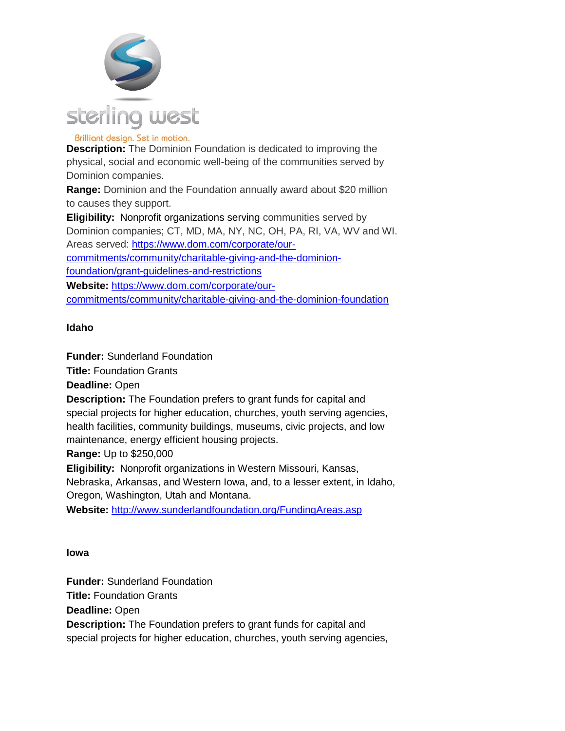**Description:** The Dominion Foundation is dedicated to improving the physical, social and economic well-being of the communities served by Dominion companies.

**Range:** Dominion and the Foundation annually award about $20 million to causes they support.

**Eligibility:** Nonprofit organizations serving communities served by Dominion companies; CT, MD, MA, NY, NC, OH, PA, RI, VA, WV and WI. Areas served: https://www.dom.com/corporate/our-commitments/community/charitable-giving-and-the-dominion-foundation/grant-guidelines-and-restrictions

**Website:** https://www.dom.com/corporate/our-commitments/community/charitable-giving-and-the-dominion-foundation

### Idaho

**Funder:** Sunderland Foundation

**Title:** Foundation Grants

**Deadline:** Open

**Description:** The Foundation prefers to grant funds for capital and special projects for higher education, churches, youth serving agencies, health facilities, community buildings, museums, civic projects, and low maintenance, energy efficient housing projects.

**Range:** Up to $250,000

**Eligibility:** Nonprofit organizations in Western Missouri, Kansas, Nebraska, Arkansas, and Western Iowa, and, to a lesser extent, in Idaho, Oregon, Washington, Utah and Montana.

**Website:** http://www.sunderlandfoundation.org/FundingAreas.asp

### Iowa

**Funder:** Sunderland Foundation

**Title:** Foundation Grants

**Deadline:** Open

**Description:** The Foundation prefers to grant funds for capital and special projects for higher education, churches, youth serving agencies,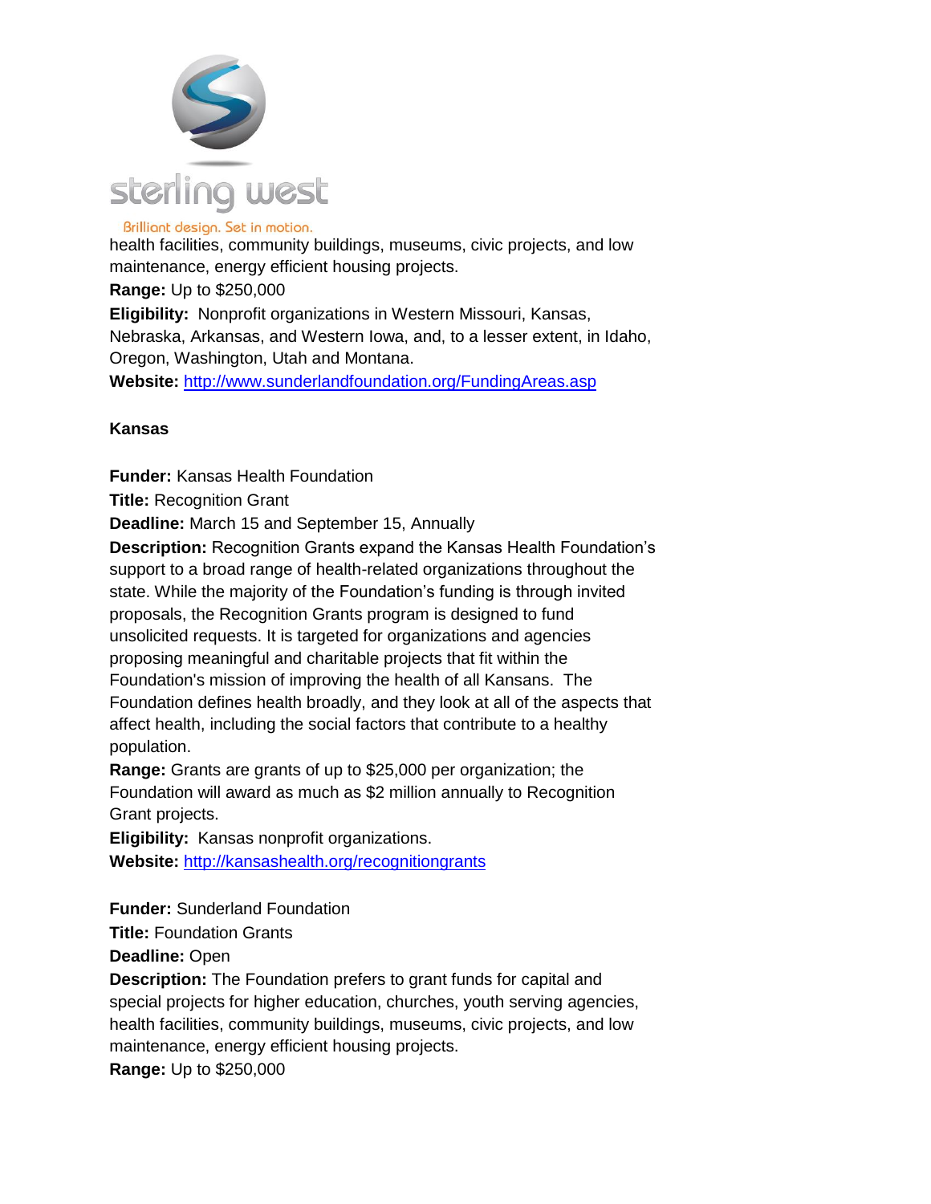health facilities, community buildings, museums, civic projects, and low maintenance, energy efficient housing projects.

**Range:** Up to $250,000

**Eligibility:** Nonprofit organizations in Western Missouri, Kansas, Nebraska, Arkansas, and Western Iowa, and, to a lesser extent, in Idaho, Oregon, Washington, Utah and Montana.

**Website:** http://www.sunderlandfoundation.org/FundingAreas.asp

**Kansas**

**Funder:** Kansas Health Foundation

**Title:** Recognition Grant

**Deadline:** March 15 and September 15, Annually

**Description:** Recognition Grants expand the Kansas Health Foundation's support to a broad range of health-related organizations throughout the state. While the majority of the Foundation's funding is through invited proposals, the Recognition Grants program is designed to fund unsolicited requests. It is targeted for organizations and agencies proposing meaningful and charitable projects that fit within the Foundation's mission of improving the health of all Kansans. The Foundation defines health broadly, and they look at all of the aspects that affect health, including the social factors that contribute to a healthy population.

**Range:** Grants are grants of up to $25,000 per organization; the Foundation will award as much as $2 million annually to Recognition Grant projects.

**Eligibility:** Kansas nonprofit organizations.

**Website:** http://kansashealth.org/recognitiongrants

**Funder:** Sunderland Foundation

**Title:** Foundation Grants

**Deadline:** Open

**Description:** The Foundation prefers to grant funds for capital and special projects for higher education, churches, youth serving agencies, health facilities, community buildings, museums, civic projects, and low maintenance, energy efficient housing projects.

**Range:** Up to $250,000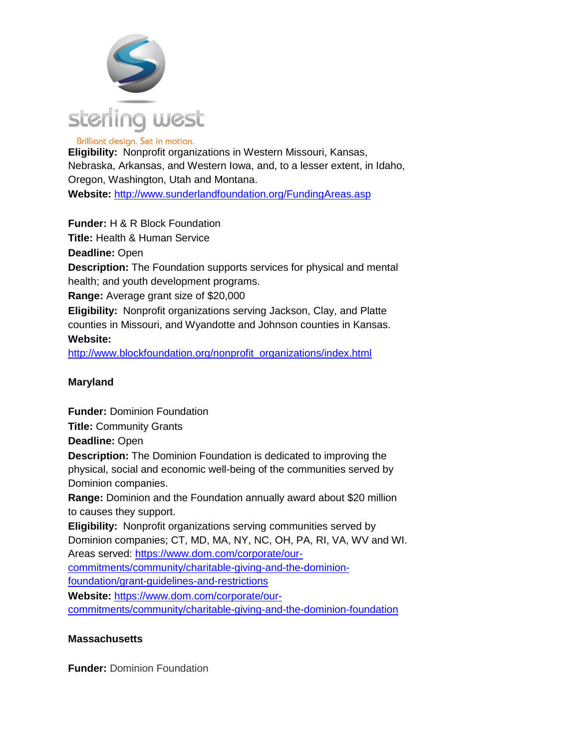**Eligibility:** Nonprofit organizations in Western Missouri, Kansas, Nebraska, Arkansas, and Western Iowa, and, to a lesser extent, in Idaho, Oregon, Washington, Utah and Montana.
**Website:** [http://www.sunderlandfoundation.org/FundingAreas.asp](http://www.sunderlandfoundation.org/FundingAreas.asp)

**Funder:** H & R Block Foundation
**Title:** Health & Human Service
**Deadline:** Open
**Description:** The Foundation supports services for physical and mental health; and youth development programs.
**Range:** Average grant size of $20,000
**Eligibility:** Nonprofit organizations serving Jackson, Clay, and Platte counties in Missouri, and Wyandotte and Johnson counties in Kansas.
**Website:** [http://www.blockfoundation.org/nonprofit_organizations/index.html](http://www.blockfoundation.org/nonprofit_organizations/index.html)

**Maryland**

**Funder:** Dominion Foundation
**Title:** Community Grants
**Deadline:** Open
**Description:** The Dominion Foundation is dedicated to improving the physical, social and economic well-being of the communities served by Dominion companies.
**Range:** Dominion and the Foundation annually award about $20 million to causes they support.
**Eligibility:** Nonprofit organizations serving communities served by Dominion companies; CT, MD, MA, NY, NC, OH, PA, RI, VA, WV and WI. Areas served: [https://www.dom.com/corporate/our-commitments/community/charitable-giving-and-the-dominion-foundation/grant-guidelines-and-restrictions](https://www.dom.com/corporate/our-commitments/community/charitable-giving-and-the-dominion-foundation/grant-guidelines-and-restrictions)
**Website:** [https://www.dom.com/corporate/our-commitments/community/charitable-giving-and-the-dominion-foundation](https://www.dom.com/corporate/our-commitments/community/charitable-giving-and-the-dominion-foundation)

**Massachusetts**

**Funder:** Dominion Foundation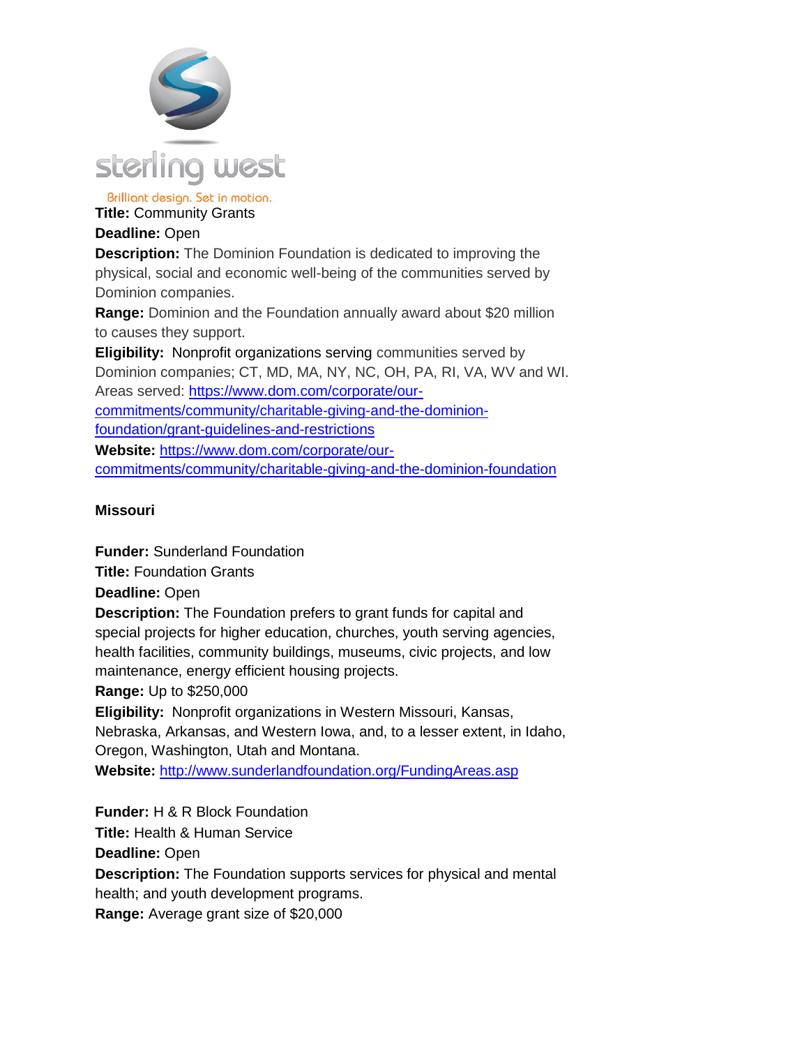**Title:** Community Grants

**Deadline:** Open

**Description:** The Dominion Foundation is dedicated to improving the physical, social and economic well-being of the communities served by Dominion companies.

**Range:** Dominion and the Foundation annually award about $20 million to causes they support.

**Eligibility:** Nonprofit organizations serving communities served by Dominion companies; CT, MD, MA, NY, NC, OH, PA, RI, VA, WV and WI. Areas served: [https://www.dom.com/corporate/our-commitments/community/charitable-giving-and-the-dominion-foundation/grant-guidelines-and-restrictions](https://www.dom.com/corporate/our-commitments/community/charitable-giving-and-the-dominion-foundation/grant-guidelines-and-restrictions)

**Website:** [https://www.dom.com/corporate/our-commitments/community/charitable-giving-and-the-dominion-foundation](https://www.dom.com/corporate/our-commitments/community/charitable-giving-and-the-dominion-foundation)

### Missouri

**Funder:** Sunderland Foundation

**Title:** Foundation Grants

**Deadline:** Open

**Description:** The Foundation prefers to grant funds for capital and special projects for higher education, churches, youth serving agencies, health facilities, community buildings, museums, civic projects, and low maintenance, energy efficient housing projects.

**Range:** Up to $250,000

**Eligibility:** Nonprofit organizations in Western Missouri, Kansas, Nebraska, Arkansas, and Western Iowa, and, to a lesser extent, in Idaho, Oregon, Washington, Utah and Montana.

**Website:** [http://www.sunderlandfoundation.org/FundingAreas.asp](http://www.sunderlandfoundation.org/FundingAreas.asp)

**Funder:** H & R Block Foundation

**Title:** Health & Human Service

**Deadline:** Open

**Description:** The Foundation supports services for physical and mental health; and youth development programs.

**Range:** Average grant size of $20,000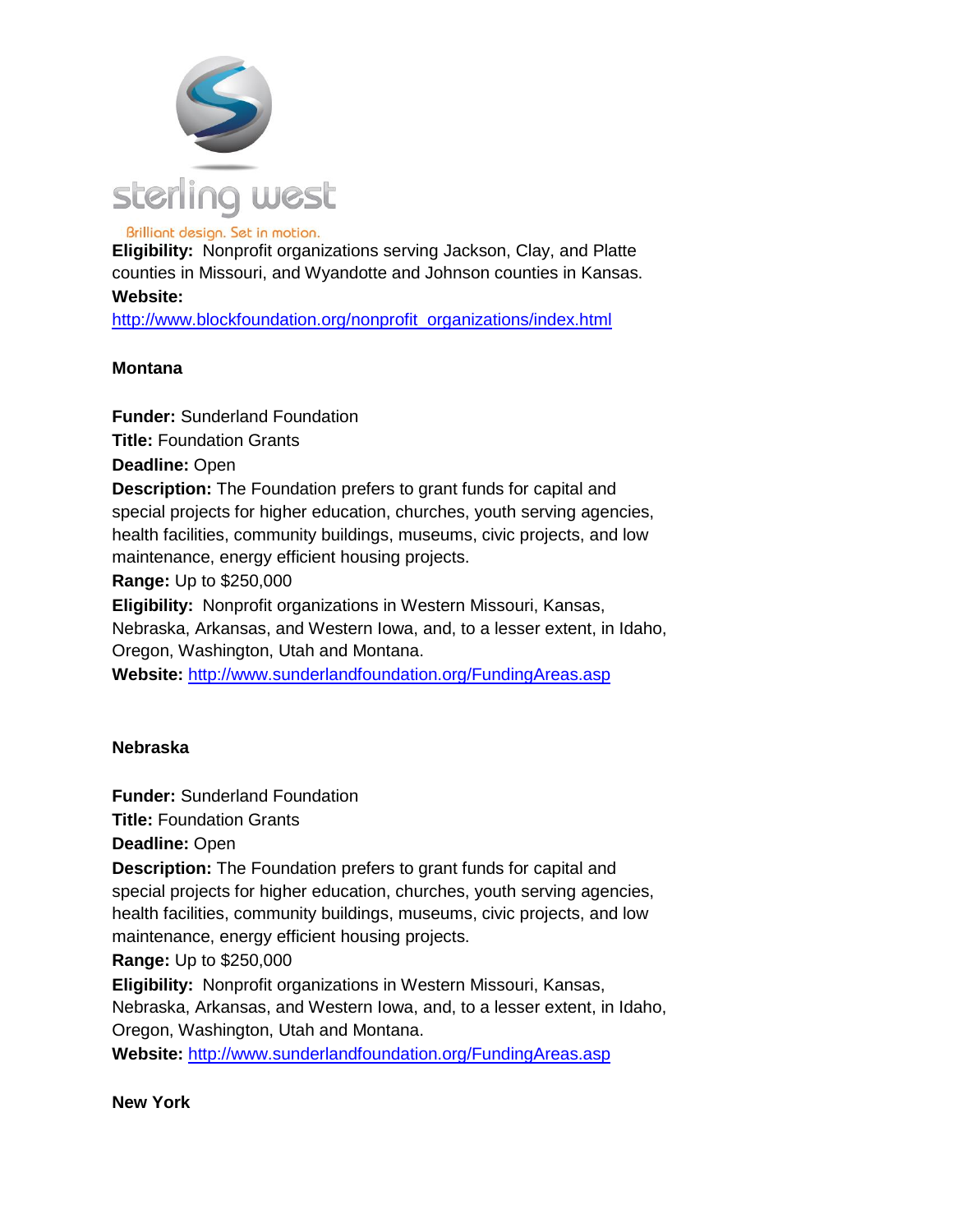**Eligibility:** Nonprofit organizations serving Jackson, Clay, and Platte counties in Missouri, and Wyandotte and Johnson counties in Kansas.
**Website:**
http://www.blockfoundation.org/nonprofit_organizations/index.html

**Montana**

**Funder:** Sunderland Foundation
**Title:** Foundation Grants
**Deadline:** Open
**Description:** The Foundation prefers to grant funds for capital and special projects for higher education, churches, youth serving agencies, health facilities, community buildings, museums, civic projects, and low maintenance, energy efficient housing projects.
**Range:** Up to $250,000
**Eligibility:** Nonprofit organizations in Western Missouri, Kansas, Nebraska, Arkansas, and Western Iowa, and, to a lesser extent, in Idaho, Oregon, Washington, Utah and Montana.
**Website:** http://www.sunderlandfoundation.org/FundingAreas.asp

**Nebraska**

**Funder:** Sunderland Foundation
**Title:** Foundation Grants
**Deadline:** Open
**Description:** The Foundation prefers to grant funds for capital and special projects for higher education, churches, youth serving agencies, health facilities, community buildings, museums, civic projects, and low maintenance, energy efficient housing projects.
**Range:** Up to $250,000
**Eligibility:** Nonprofit organizations in Western Missouri, Kansas, Nebraska, Arkansas, and Western Iowa, and, to a lesser extent, in Idaho, Oregon, Washington, Utah and Montana.
**Website:** http://www.sunderlandfoundation.org/FundingAreas.asp

**New York**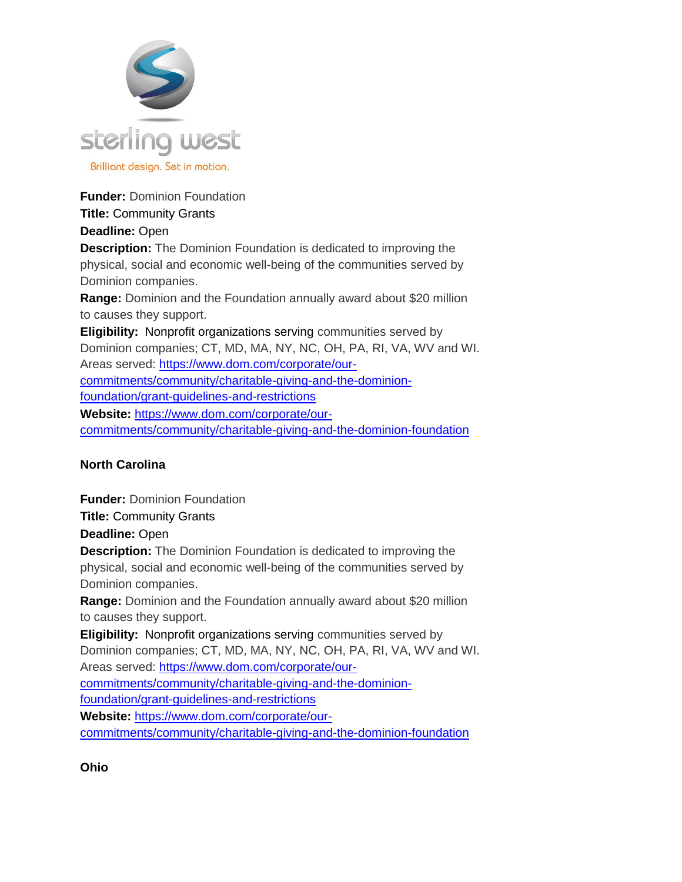**Funder:** Dominion Foundation
**Title:** Community Grants
**Deadline:** Open
**Description:** The Dominion Foundation is dedicated to improving the physical, social and economic well-being of the communities served by Dominion companies.
**Range:** Dominion and the Foundation annually award about $20 million to causes they support.
**Eligibility:** Nonprofit organizations serving communities served by Dominion companies; CT, MD, MA, NY, NC, OH, PA, RI, VA, WV and WI. Areas served: [https://www.dom.com/corporate/our-commitments/community/charitable-giving-and-the-dominion-foundation/grant-guidelines-and-restrictions](https://www.dom.com/corporate/our-commitments/community/charitable-giving-and-the-dominion-foundation/grant-guidelines-and-restrictions)
**Website:** [https://www.dom.com/corporate/our-commitments/community/charitable-giving-and-the-dominion-foundation](https://www.dom.com/corporate/our-commitments/community/charitable-giving-and-the-dominion-foundation)

### North Carolina

**Funder:** Dominion Foundation
**Title:** Community Grants
**Deadline:** Open
**Description:** The Dominion Foundation is dedicated to improving the physical, social and economic well-being of the communities served by Dominion companies.
**Range:** Dominion and the Foundation annually award about $20 million to causes they support.
**Eligibility:** Nonprofit organizations serving communities served by Dominion companies; CT, MD, MA, NY, NC, OH, PA, RI, VA, WV and WI. Areas served: [https://www.dom.com/corporate/our-commitments/community/charitable-giving-and-the-dominion-foundation/grant-guidelines-and-restrictions](https://www.dom.com/corporate/our-commitments/community/charitable-giving-and-the-dominion-foundation/grant-guidelines-and-restrictions)
**Website:** [https://www.dom.com/corporate/our-commitments/community/charitable-giving-and-the-dominion-foundation](https://www.dom.com/corporate/our-commitments/community/charitable-giving-and-the-dominion-foundation)

### Ohio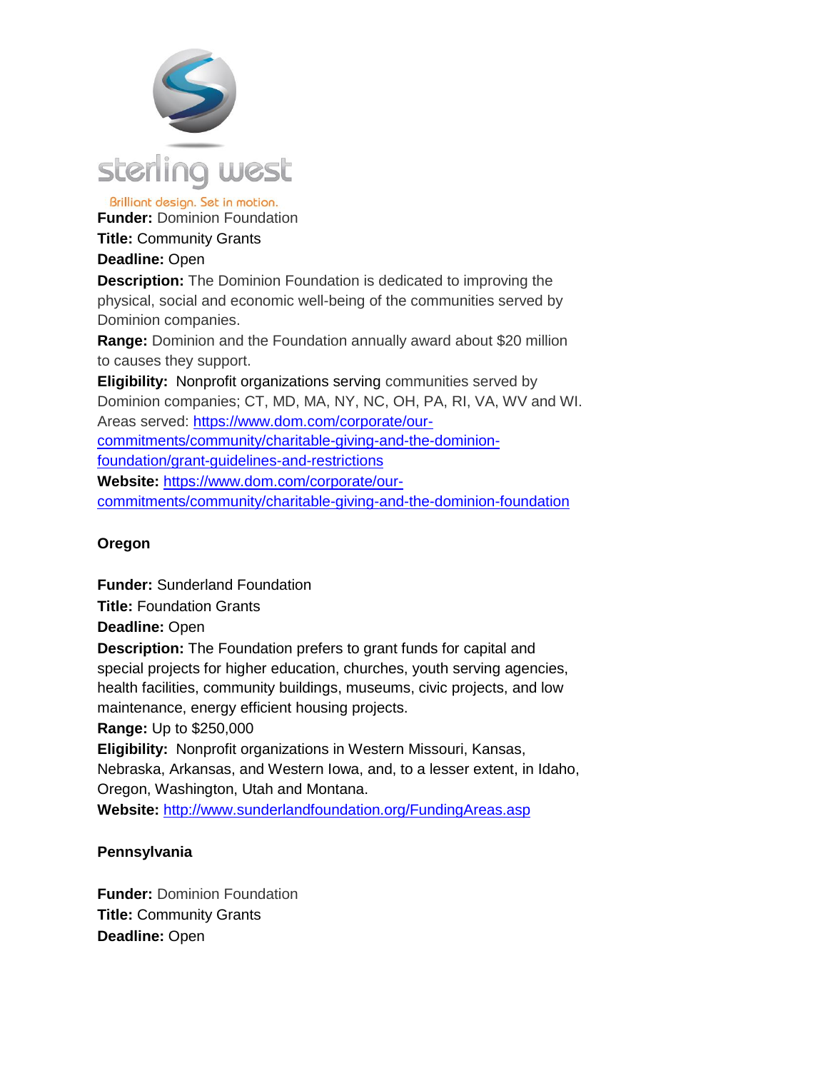**Funder:** Dominion Foundation
**Title:** Community Grants
**Deadline:** Open
**Description:** The Dominion Foundation is dedicated to improving the physical, social and economic well-being of the communities served by Dominion companies.
**Range:** Dominion and the Foundation annually award about $20 million to causes they support.
**Eligibility:** Nonprofit organizations serving communities served by Dominion companies; CT, MD, MA, NY, NC, OH, PA, RI, VA, WV and WI. Areas served: https://www.dom.com/corporate/our-commitments/community/charitable-giving-and-the-dominion-foundation/grant-guidelines-and-restrictions
**Website:** https://www.dom.com/corporate/our-commitments/community/charitable-giving-and-the-dominion-foundation

**Oregon**

**Funder:** Sunderland Foundation
**Title:** Foundation Grants
**Deadline:** Open
**Description:** The Foundation prefers to grant funds for capital and special projects for higher education, churches, youth serving agencies, health facilities, community buildings, museums, civic projects, and low maintenance, energy efficient housing projects.
**Range:** Up to $250,000
**Eligibility:** Nonprofit organizations in Western Missouri, Kansas, Nebraska, Arkansas, and Western Iowa, and, to a lesser extent, in Idaho, Oregon, Washington, Utah and Montana.
**Website:** http://www.sunderlandfoundation.org/FundingAreas.asp

**Pennsylvania**

**Funder:** Dominion Foundation
**Title:** Community Grants
**Deadline:** Open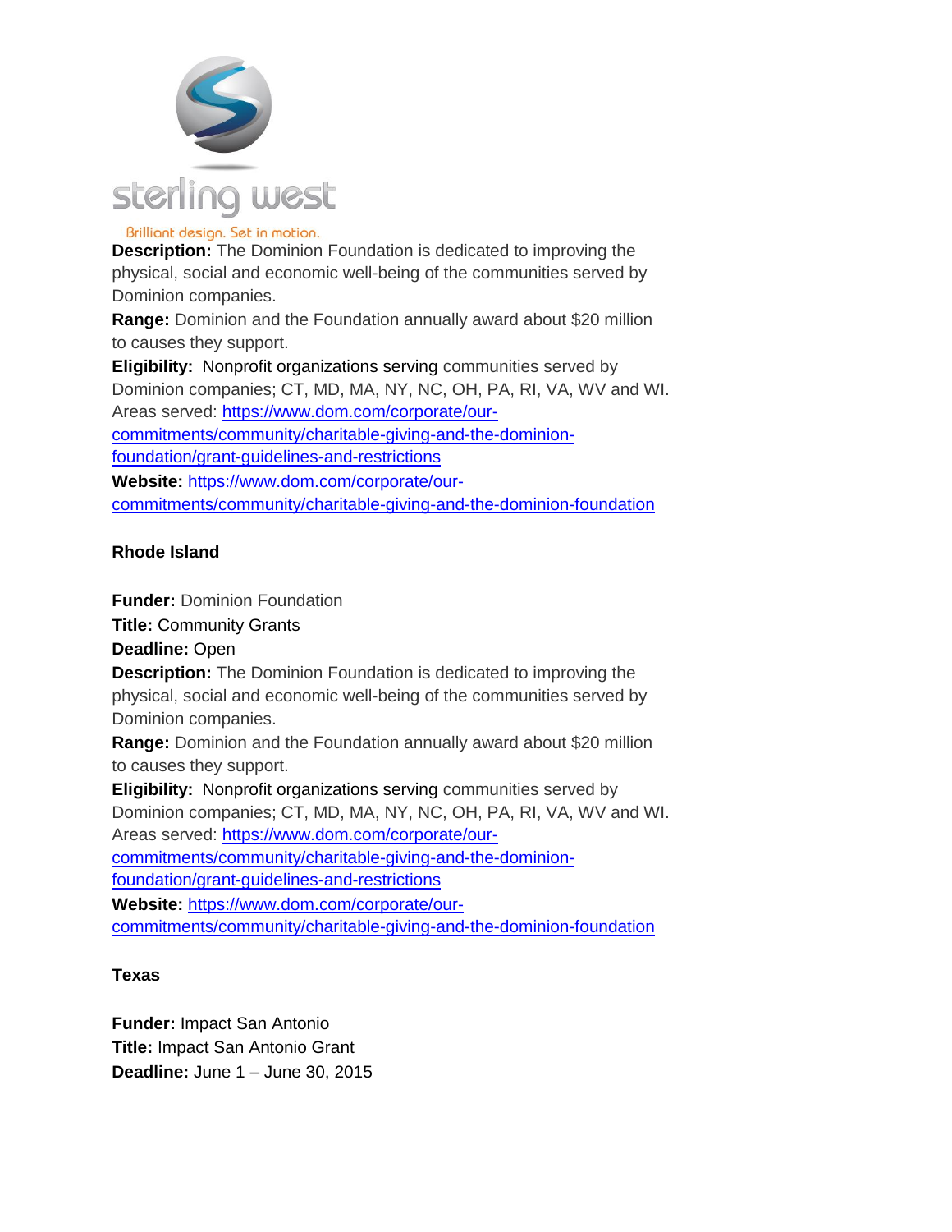**Description:** The Dominion Foundation is dedicated to improving the physical, social and economic well-being of the communities served by Dominion companies.

**Range:** Dominion and the Foundation annually award about $20 million to causes they support.

**Eligibility:** Nonprofit organizations serving communities served by Dominion companies; CT, MD, MA, NY, NC, OH, PA, RI, VA, WV and WI. Areas served: https://www.dom.com/corporate/our-commitments/community/charitable-giving-and-the-dominion-foundation/grant-guidelines-and-restrictions

**Website:** https://www.dom.com/corporate/our-commitments/community/charitable-giving-and-the-dominion-foundation

### Rhode Island

**Funder:** Dominion Foundation

**Title:** Community Grants

**Deadline:** Open

**Description:** The Dominion Foundation is dedicated to improving the physical, social and economic well-being of the communities served by Dominion companies.

**Range:** Dominion and the Foundation annually award about $20 million to causes they support.

**Eligibility:** Nonprofit organizations serving communities served by Dominion companies; CT, MD, MA, NY, NC, OH, PA, RI, VA, WV and WI. Areas served: https://www.dom.com/corporate/our-commitments/community/charitable-giving-and-the-dominion-foundation/grant-guidelines-and-restrictions

**Website:** https://www.dom.com/corporate/our-commitments/community/charitable-giving-and-the-dominion-foundation

### Texas

**Funder:** Impact San Antonio

**Title:** Impact San Antonio Grant

**Deadline:** June 1 – June 30, 2015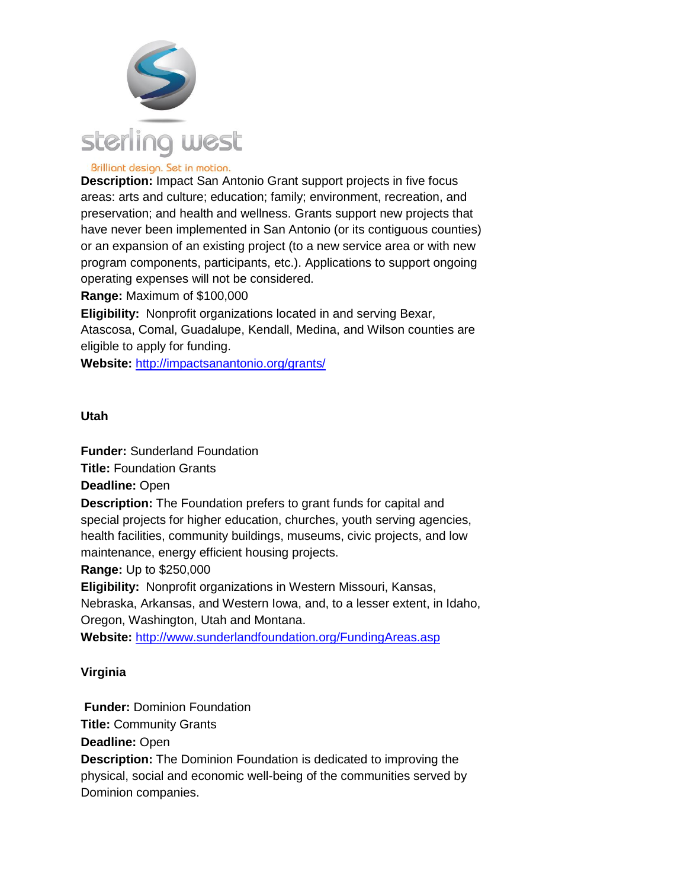**Description:** Impact San Antonio Grant support projects in five focus areas: arts and culture; education; family; environment, recreation, and preservation; and health and wellness. Grants support new projects that have never been implemented in San Antonio (or its contiguous counties) or an expansion of an existing project (to a new service area or with new program components, participants, etc.). Applications to support ongoing operating expenses will not be considered.

**Range:** Maximum of $100,000

**Eligibility:** Nonprofit organizations located in and serving Bexar, Atascosa, Comal, Guadalupe, Kendall, Medina, and Wilson counties are eligible to apply for funding.

**Website:** http://impactsanantonio.org/grants/

## Utah

**Funder:** Sunderland Foundation

**Title:** Foundation Grants

**Deadline:** Open

**Description:** The Foundation prefers to grant funds for capital and special projects for higher education, churches, youth serving agencies, health facilities, community buildings, museums, civic projects, and low maintenance, energy efficient housing projects.

**Range:** Up to $250,000

**Eligibility:** Nonprofit organizations in Western Missouri, Kansas, Nebraska, Arkansas, and Western Iowa, and, to a lesser extent, in Idaho, Oregon, Washington, Utah and Montana.

**Website:** http://www.sunderlandfoundation.org/FundingAreas.asp

## Virginia

**Funder:** Dominion Foundation

**Title:** Community Grants

**Deadline:** Open

**Description:** The Dominion Foundation is dedicated to improving the physical, social and economic well-being of the communities served by Dominion companies.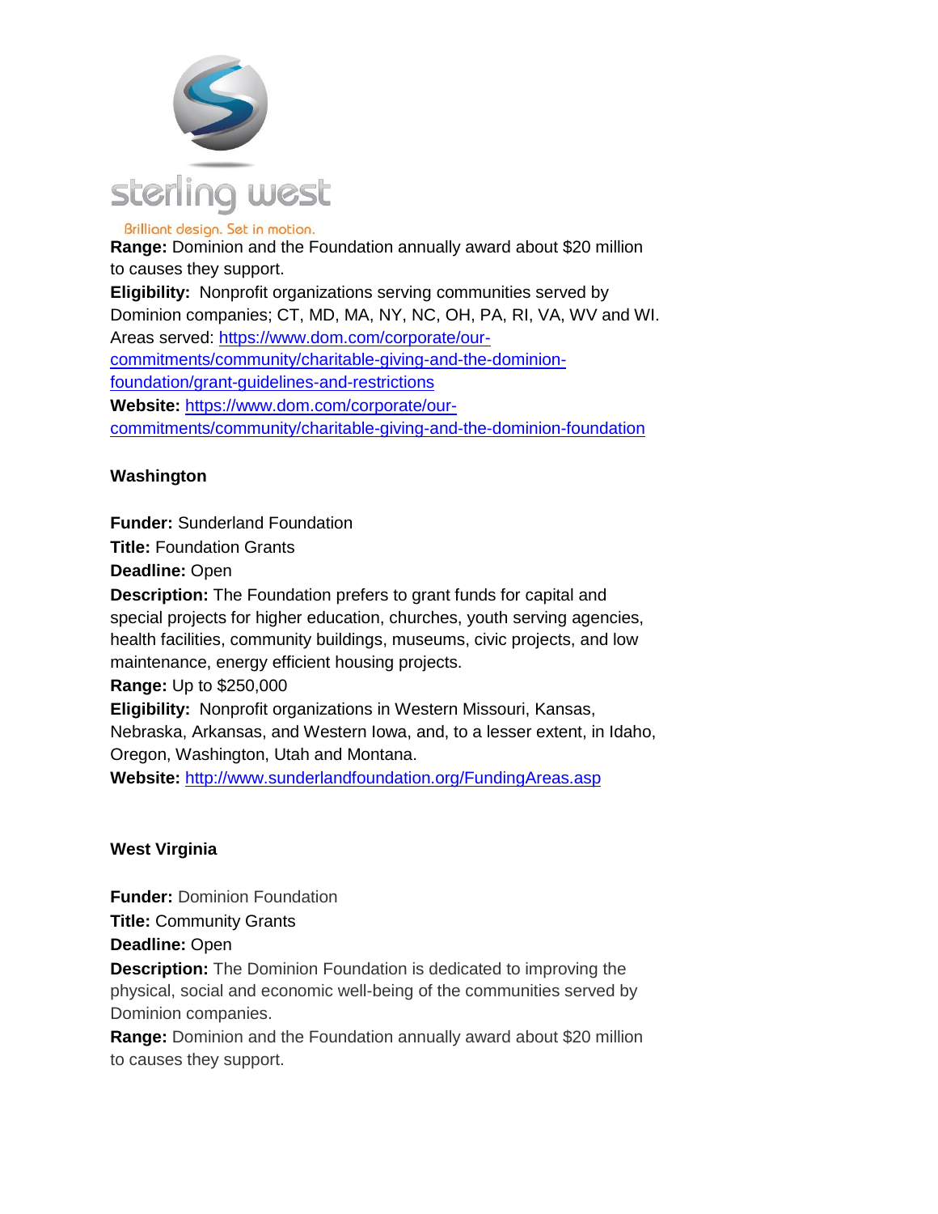**Range:** Dominion and the Foundation annually award about $20 million to causes they support.
**Eligibility:** Nonprofit organizations serving communities served by Dominion companies; CT, MD, MA, NY, NC, OH, PA, RI, VA, WV and WI.
Areas served: https://www.dom.com/corporate/our-commitments/community/charitable-giving-and-the-dominion-foundation/grant-guidelines-and-restrictions
**Website:** https://www.dom.com/corporate/our-commitments/community/charitable-giving-and-the-dominion-foundation

### Washington

**Funder:** Sunderland Foundation
**Title:** Foundation Grants
**Deadline:** Open
**Description:** The Foundation prefers to grant funds for capital and special projects for higher education, churches, youth serving agencies, health facilities, community buildings, museums, civic projects, and low maintenance, energy efficient housing projects.
**Range:** Up to $250,000
**Eligibility:** Nonprofit organizations in Western Missouri, Kansas, Nebraska, Arkansas, and Western Iowa, and, to a lesser extent, in Idaho, Oregon, Washington, Utah and Montana.
**Website:** http://www.sunderlandfoundation.org/FundingAreas.asp

### West Virginia

**Funder:** Dominion Foundation
**Title:** Community Grants
**Deadline:** Open
**Description:** The Dominion Foundation is dedicated to improving the physical, social and economic well-being of the communities served by Dominion companies.
**Range:** Dominion and the Foundation annually award about $20 million to causes they support.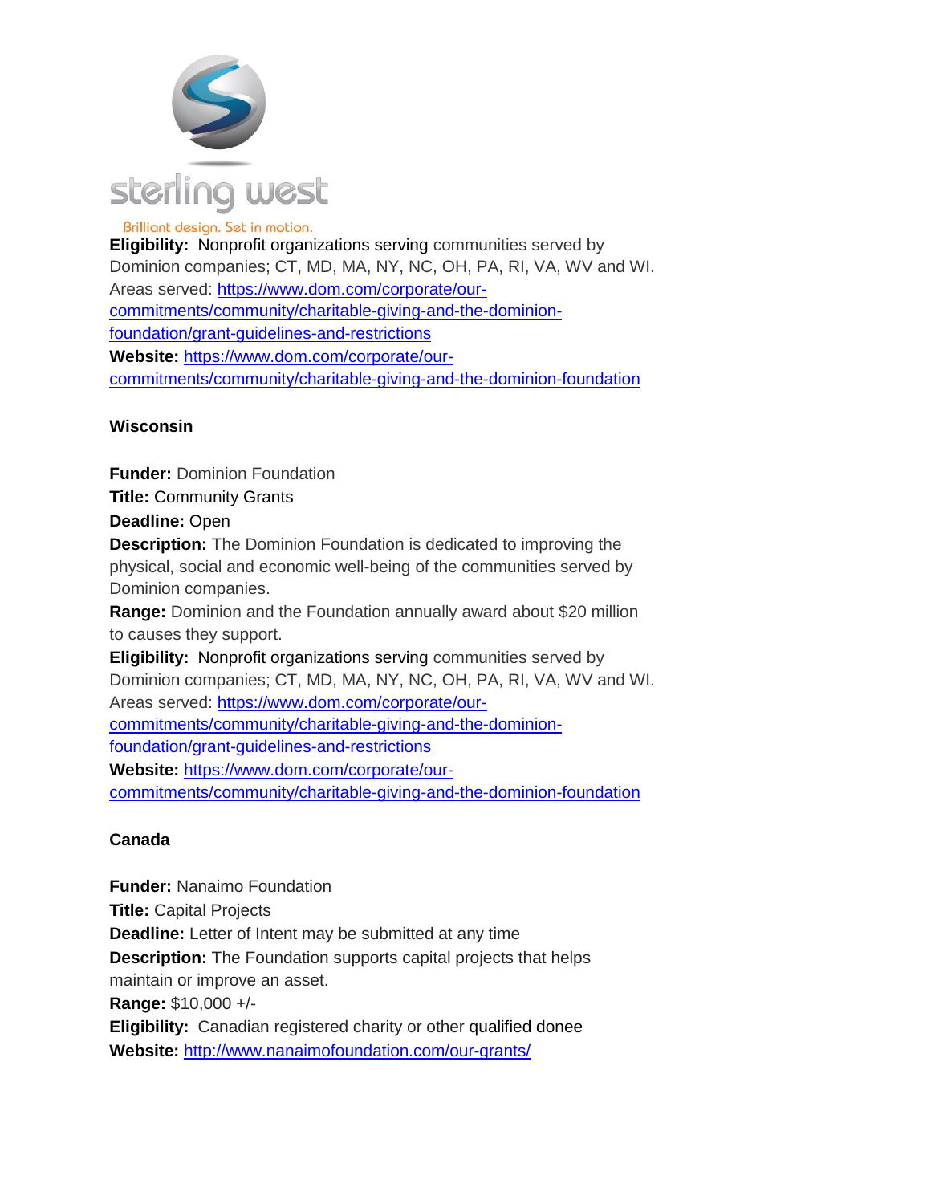**Eligibility:** Nonprofit organizations serving communities served by Dominion companies; CT, MD, MA, NY, NC, OH, PA, RI, VA, WV and WI. Areas served: [https://www.dom.com/corporate/our-commitments/community/charitable-giving-and-the-dominion-foundation/grant-guidelines-and-restrictions](https://www.dom.com/corporate/our-commitments/community/charitable-giving-and-the-dominion-foundation/grant-guidelines-and-restrictions)
**Website:** [https://www.dom.com/corporate/our-commitments/community/charitable-giving-and-the-dominion-foundation](https://www.dom.com/corporate/our-commitments/community/charitable-giving-and-the-dominion-foundation)

### Wisconsin

**Funder:** Dominion Foundation
**Title:** Community Grants
**Deadline:** Open
**Description:** The Dominion Foundation is dedicated to improving the physical, social and economic well-being of the communities served by Dominion companies.
**Range:** Dominion and the Foundation annually award about $20 million to causes they support.
**Eligibility:** Nonprofit organizations serving communities served by Dominion companies; CT, MD, MA, NY, NC, OH, PA, RI, VA, WV and WI. Areas served: [https://www.dom.com/corporate/our-commitments/community/charitable-giving-and-the-dominion-foundation/grant-guidelines-and-restrictions](https://www.dom.com/corporate/our-commitments/community/charitable-giving-and-the-dominion-foundation/grant-guidelines-and-restrictions)
**Website:** [https://www.dom.com/corporate/our-commitments/community/charitable-giving-and-the-dominion-foundation](https://www.dom.com/corporate/our-commitments/community/charitable-giving-and-the-dominion-foundation)

### Canada

**Funder:** Nanaimo Foundation
**Title:** Capital Projects
**Deadline:** Letter of Intent may be submitted at any time
**Description:** The Foundation supports capital projects that helps maintain or improve an asset.
**Range:** $10,000 +/-
**Eligibility:** Canadian registered charity or other qualified donee
**Website:** [http://www.nanaimofoundation.com/our-grants/](http://www.nanaimofoundation.com/our-grants/)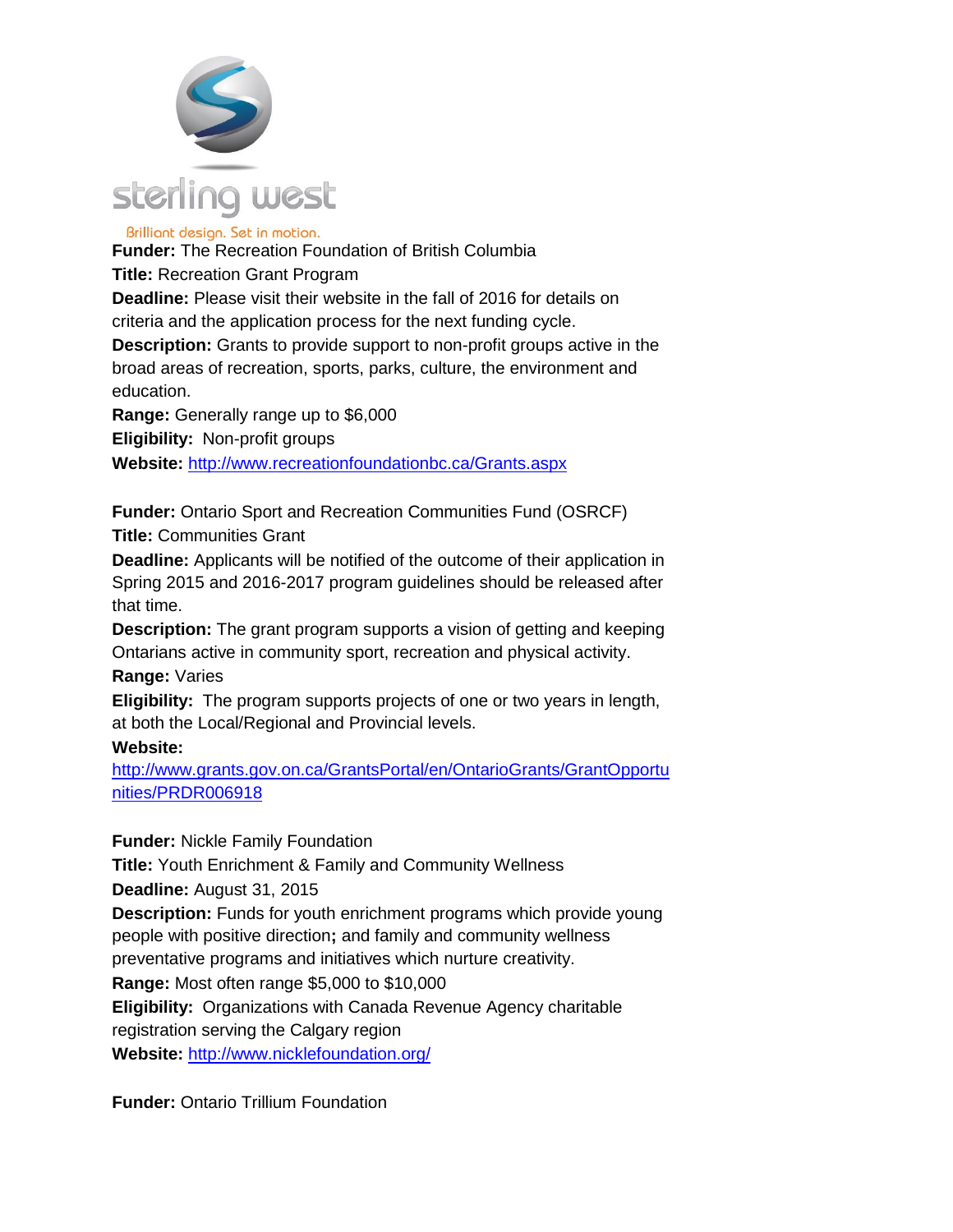**Funder:** The Recreation Foundation of British Columbia
**Title:** Recreation Grant Program
**Deadline:** Please visit their website in the fall of 2016 for details on criteria and the application process for the next funding cycle.
**Description:** Grants to provide support to non-profit groups active in the broad areas of recreation, sports, parks, culture, the environment and education.
**Range:** Generally range up to $6,000
**Eligibility:** Non-profit groups
**Website:** [http://www.recreationfoundationbc.ca/Grants.aspx](http://www.recreationfoundationbc.ca/Grants.aspx)

**Funder:** Ontario Sport and Recreation Communities Fund (OSRCF)
**Title:** Communities Grant
**Deadline:** Applicants will be notified of the outcome of their application in Spring 2015 and 2016-2017 program guidelines should be released after that time.
**Description:** The grant program supports a vision of getting and keeping Ontarians active in community sport, recreation and physical activity.
**Range:** Varies
**Eligibility:** The program supports projects of one or two years in length, at both the Local/Regional and Provincial levels.
**Website:** [http://www.grants.gov.on.ca/GrantsPortal/en/OntarioGrants/GrantOpportunities/PRDR006918](http://www.grants.gov.on.ca/GrantsPortal/en/OntarioGrants/GrantOpportunities/PRDR006918)

**Funder:** Nickle Family Foundation
**Title:** Youth Enrichment & Family and Community Wellness
**Deadline:** August 31, 2015
**Description:** Funds for youth enrichment programs which provide young people with positive direction**;** and family and community wellness preventative programs and initiatives which nurture creativity.
**Range:** Most often range $5,000 to $10,000
**Eligibility:** Organizations with Canada Revenue Agency charitable registration serving the Calgary region
**Website:** [http://www.nicklefoundation.org/](http://www.nicklefoundation.org/)

**Funder:** Ontario Trillium Foundation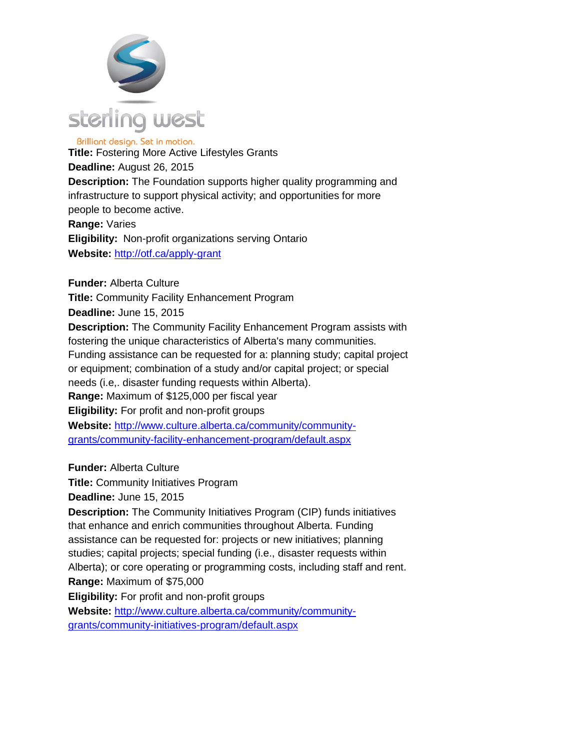sterling west

Brilliant design. Set in motion.

**Title:** Fostering More Active Lifestyles Grants
**Deadline:** August 26, 2015
**Description:** The Foundation supports higher quality programming and infrastructure to support physical activity; and opportunities for more people to become active.
**Range:** Varies
**Eligibility:** Non-profit organizations serving Ontario
**Website:** http://otf.ca/apply-grant

**Funder:** Alberta Culture
**Title:** Community Facility Enhancement Program
**Deadline:** June 15, 2015
**Description:** The Community Facility Enhancement Program assists with fostering the unique characteristics of Alberta's many communities. Funding assistance can be requested for a: planning study; capital project or equipment; combination of a study and/or capital project; or special needs (i.e,. disaster funding requests within Alberta).
**Range:** Maximum of $125,000 per fiscal year
**Eligibility:** For profit and non-profit groups
**Website:** http://www.culture.alberta.ca/community/community-grants/community-facility-enhancement-program/default.aspx

**Funder:** Alberta Culture
**Title:** Community Initiatives Program
**Deadline:** June 15, 2015
**Description:** The Community Initiatives Program (CIP) funds initiatives that enhance and enrich communities throughout Alberta. Funding assistance can be requested for: projects or new initiatives; planning studies; capital projects; special funding (i.e., disaster requests within Alberta); or core operating or programming costs, including staff and rent.
**Range:** Maximum of $75,000
**Eligibility:** For profit and non-profit groups
**Website:** http://www.culture.alberta.ca/community/community-grants/community-initiatives-program/default.aspx